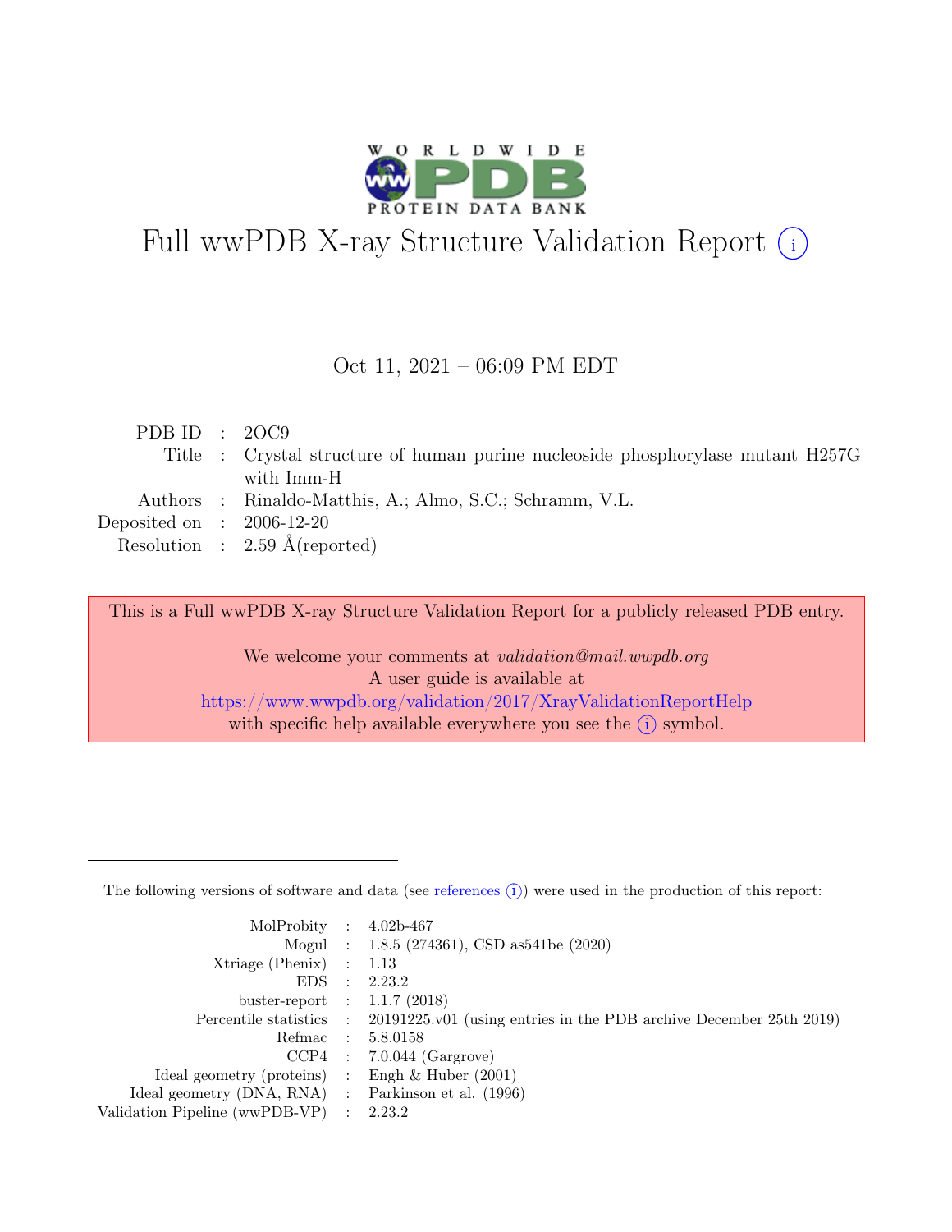# Full wwPDB X-ray Structure Validation Report (i)

Oct 11, 2021 – 06:09 PM EDT

| | | |
|---|---|---|
| PDB ID | : | 2OC9 |
| Title | : | Crystal structure of human purine nucleoside phosphorylase mutant H257G with Imm-H |
| Authors | : | Rinaldo-Matthis, A.; Almo, S.C.; Schramm, V.L. |
| Deposited on | : | 2006-12-20 |
| Resolution | : | 2.59 Å(reported) |

This is a Full wwPDB X-ray Structure Validation Report for a publicly released PDB entry.

We welcome your comments at *validation@mail.wwpdb.org*
A user guide is available at
https://www.wwpdb.org/validation/2017/XrayValidationReportHelp
with specific help available everywhere you see the (i) symbol.

---

The following versions of software and data (see references (i)) were used in the production of this report:

| | | |
|---|---|---|
| MolProbity | : | 4.02b-467 |
| Mogul | : | 1.8.5 (274361), CSD as541be (2020) |
| Xtriage (Phenix) | : | 1.13 |
| EDS | : | 2.23.2 |
| buster-report | : | 1.1.7 (2018) |
| Percentile statistics | : | 20191225.v01 (using entries in the PDB archive December 25th 2019) |
| Refmac | : | 5.8.0158 |
| CCP4 | : | 7.0.044 (Gargrove) |
| Ideal geometry (proteins) | : | Engh & Huber (2001) |
| Ideal geometry (DNA, RNA) | : | Parkinson et al. (1996) |
| Validation Pipeline (wwPDB-VP) | : | 2.23.2 |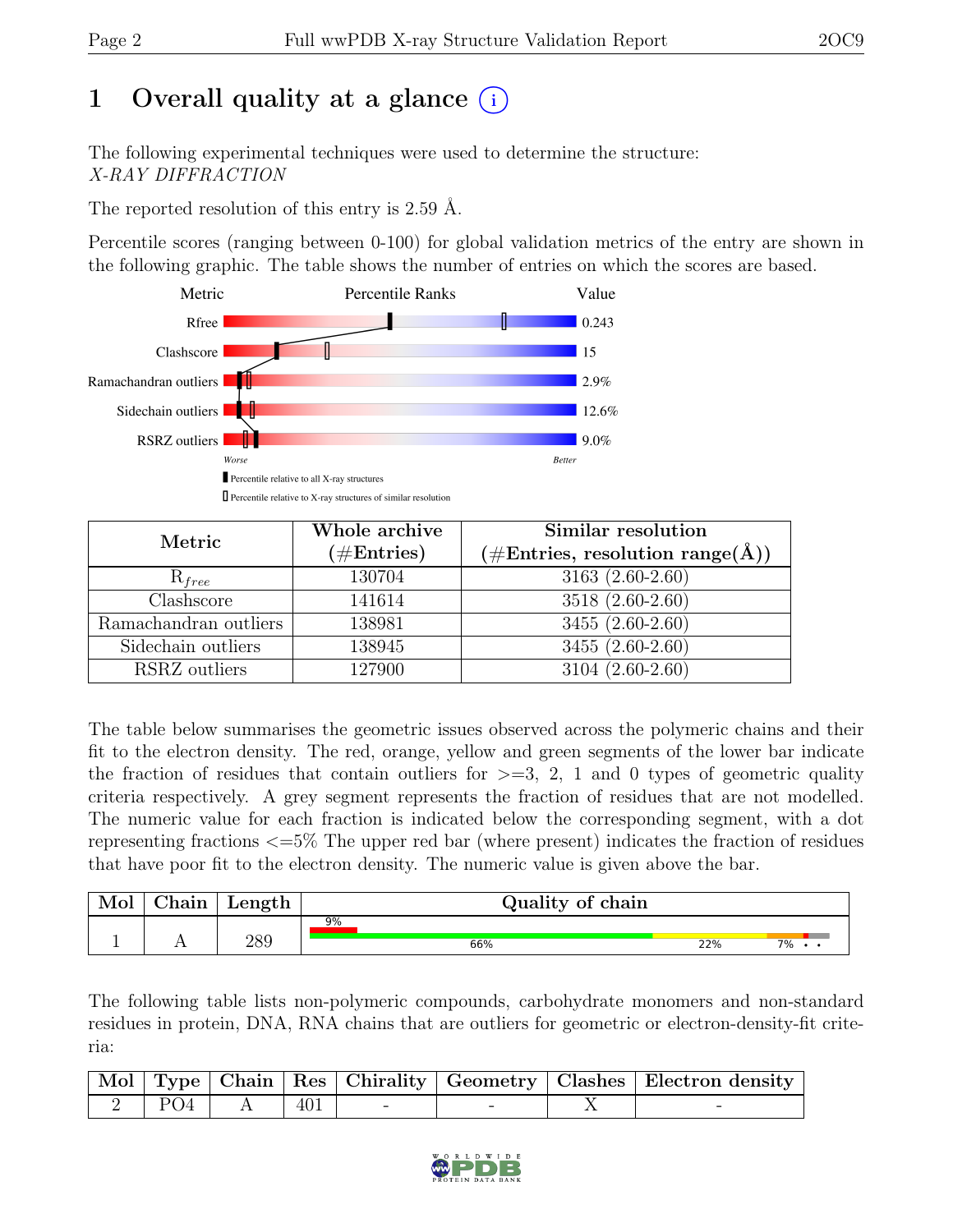# 1 Overall quality at a glance (i)

The following experimental techniques were used to determine the structure:
*X-RAY DIFFRACTION*

The reported resolution of this entry is 2.59 Å.

Percentile scores (ranging between 0-100) for global validation metrics of the entry are shown in the following graphic. The table shows the number of entries on which the scores are based.

Metric
Percentile Ranks
Value
Rfree 0.243
Clashscore 15
Ramachandran outliers 2.9%
Sidechain outliers 12.6%
RSRZ outliers 9.0%
Worse
Better
Percentile relative to all X-ray structures
Percentile relative to X-ray structures of similar resolution

| Metric | Whole archive (#Entries) | Similar resolution (#Entries, resolution range(Å)) |
|---|---|---|
| $R_{free}$ | 130704 | 3163 (2.60-2.60) |
| Clashscore | 141614 | 3518 (2.60-2.60) |
| Ramachandran outliers | 138981 | 3455 (2.60-2.60) |
| Sidechain outliers | 138945 | 3455 (2.60-2.60) |
| RSRZ outliers | 127900 | 3104 (2.60-2.60) |

The table below summarises the geometric issues observed across the polymeric chains and their fit to the electron density. The red, orange, yellow and green segments of the lower bar indicate the fraction of residues that contain outliers for >=3, 2, 1 and 0 types of geometric quality criteria respectively. A grey segment represents the fraction of residues that are not modelled. The numeric value for each fraction is indicated below the corresponding segment, with a dot representing fractions <=5% The upper red bar (where present) indicates the fraction of residues that have poor fit to the electron density. The numeric value is given above the bar.

| Mol | Chain | Length | Quality of chain |
|---|---|---|---|
| 1 | A | 289 | 9%<br>66% 22% 7% • • |

The following table lists non-polymeric compounds, carbohydrate monomers and non-standard residues in protein, DNA, RNA chains that are outliers for geometric or electron-density-fit criteria:

| Mol | Type | Chain | Res | Chirality | Geometry | Clashes | Electron density |
|---|---|---|---|---|---|---|---|
| 2 | PO4 | A | 401 | - | - | X | - |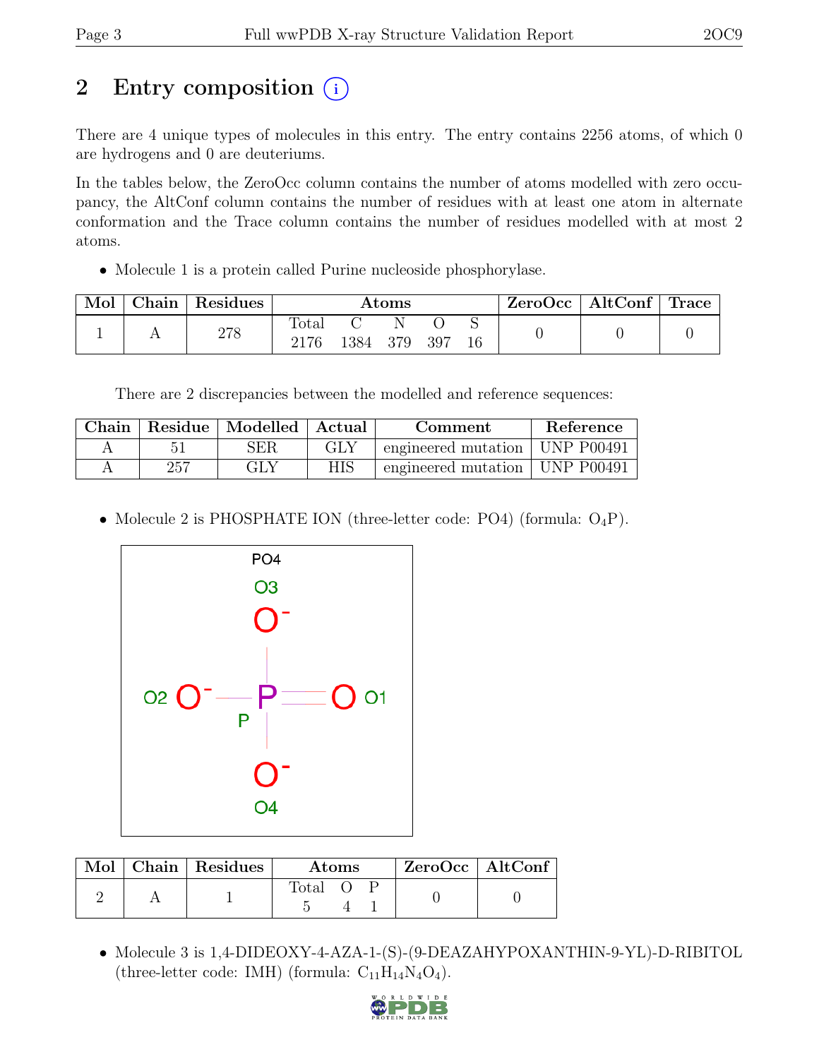# 2 Entry composition (i)

There are 4 unique types of molecules in this entry. The entry contains 2256 atoms, of which 0 are hydrogens and 0 are deuteriums.

In the tables below, the ZeroOcc column contains the number of atoms modelled with zero occupancy, the AltConf column contains the number of residues with at least one atom in alternate conformation and the Trace column contains the number of residues modelled with at most 2 atoms.

- Molecule 1 is a protein called Purine nucleoside phosphorylase.

| Mol | Chain | Residues | Atoms | | | | | ZeroOcc | AltConf | Trace |
|---|---|---|---|---|---|---|---|---|---|---|
| | | | Total | C | N | O | S | | | |
| 1 | A | 278 | 2176 | 1384 | 379 | 397 | 16 | 0 | 0 | 0 |

There are 2 discrepancies between the modelled and reference sequences:

| Chain | Residue | Modelled | Actual | Comment | Reference |
|---|---|---|---|---|---|
| A | 51 | SER | GLY | engineered mutation | UNP P00491 |
| A | 257 | GLY | HIS | engineered mutation | UNP P00491 |

- Molecule 2 is PHOSPHATE ION (three-letter code: PO4) (formula: $O_4P$).

PO4

O3

O2

P

O1

O4

| Mol | Chain | Residues | Atoms | | | ZeroOcc | AltConf |
|---|---|---|---|---|---|---|---|
| | | | Total | O | P | | |
| 2 | A | 1 | 5 | 4 | 1 | 0 | 0 |

- Molecule 3 is 1,4-DIDEOXY-4-AZA-1-(S)-(9-DEAZAHYPOXANTHIN-9-YL)-D-RIBITOL (three-letter code: IMH) (formula: $C_{11}H_{14}N_4O_4$).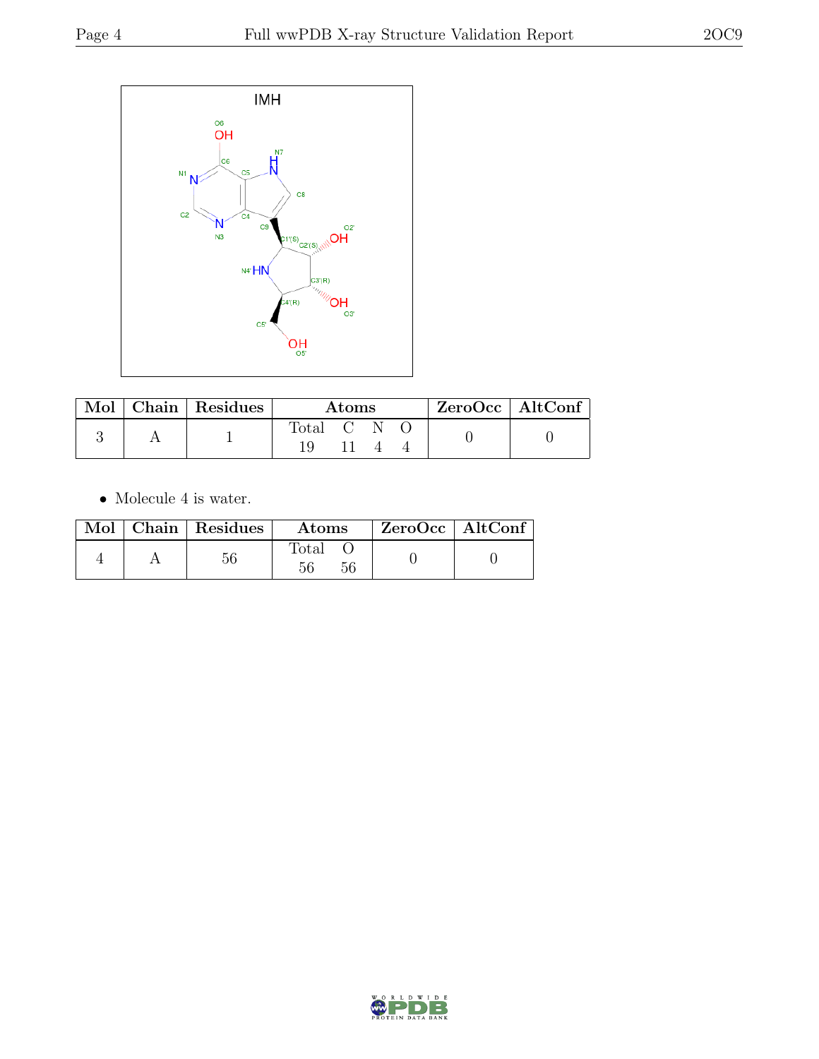IMH

| Mol | Chain | Residues | Atoms | | | | ZeroOcc | AltConf |
|---|---|---|---|---|---|---|---|---|
| | | | Total | C | N | O | | |
| 3 | A | 1 | 19 | 11 | 4 | 4 | 0 | 0 |

- Molecule 4 is water.

| Mol | Chain | Residues | Atoms | | ZeroOcc | AltConf |
|---|---|---|---|---|---|---|
| | | | Total | O | | |
| 4 | A | 56 | 56 | 56 | 0 | 0 |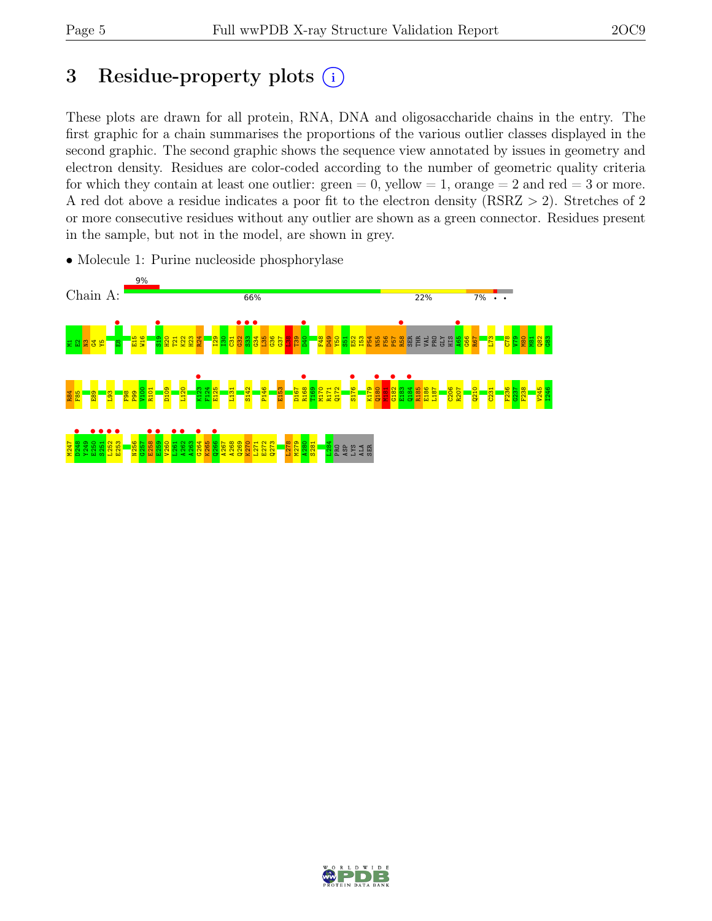# 3 Residue-property plots

These plots are drawn for all protein, RNA, DNA and oligosaccharide chains in the entry. The first graphic for a chain summarises the proportions of the various outlier classes displayed in the second graphic. The second graphic shows the sequence view annotated by issues in geometry and electron density. Residues are color-coded according to the number of geometric quality criteria for which they contain at least one outlier: green = 0, yellow = 1, orange = 2 and red = 3 or more. A red dot above a residue indicates a poor fit to the electron density (RSRZ > 2). Stretches of 2 or more consecutive residues without any outlier are shown as a green connector. Residues present in the sample, but not in the model, are shown in grey.

- Molecule 1: Purine nucleoside phosphorylase

Chain A:

9%

66%

22%

7%

• •

M1 E2 N3 G4 Y5 E8 E15 W16 S19 H20 T21 K22 H23 R24 I29 I30 C31 G32 S33 G34 L35 G36 G37 L38 T39 D40 F48 D49 Y50 S51 E52 I53 P54 N55 F56 P57 R58 SER THR VAL PRO GLY HIS A65 G66 R67 L73 C78 V79 M80 M81 Q82 G83

R84 F85 E89 L93 F98 P99 V100 R101 D109 L120 K123 F124 E125 L131 S142 P146 E153 D167 R168 T169 M170 R171 Q172 S176 K179 Q180 M181 G182 E183 Q184 R185 E186 L187 C206 R207 Q210 C231 F236 G237 F238 V245 I246

M247 V248 Y249 E250 S251 L252 E253 N256 G257 E258 E259 V260 L261 A262 A263 G264 K265 Q266 A267 A268 Q269 K270 L271 E272 Q273 L278 M279 A280 S281 L284 PRO ASP LYS ALA SER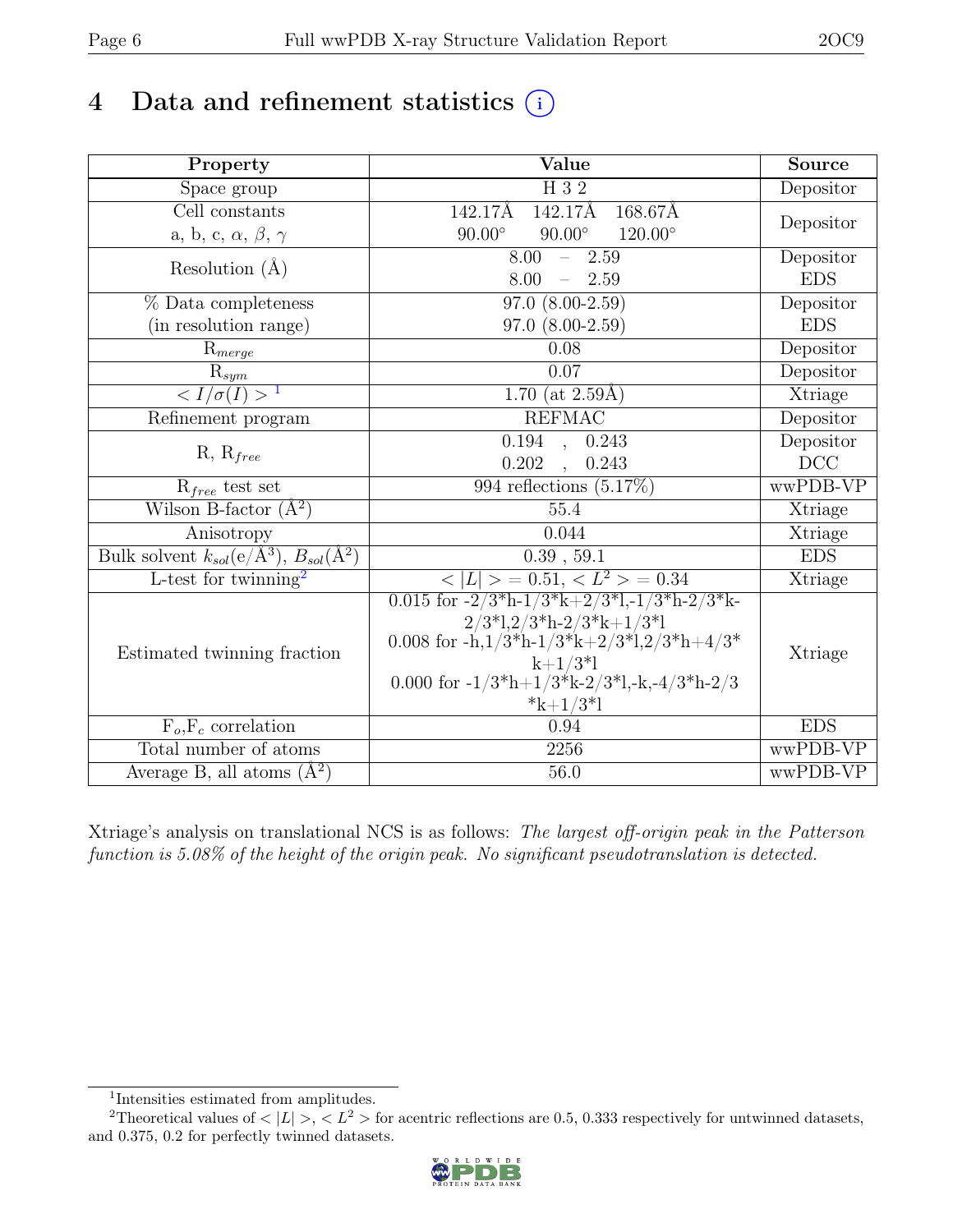# 4 Data and refinement statistics (i)

| Property | Value | Source |
|---|---|---|
| Space group | H 3 2 | Depositor |
| Cell constants<br>a, b, c, $\alpha$, $\beta$, $\gamma$ | 142.17Å 142.17Å 168.67Å<br>90.00° 90.00° 120.00° | Depositor |
| Resolution (Å) | 8.00 – 2.59<br>8.00 – 2.59 | Depositor<br>EDS |
| % Data completeness<br>(in resolution range) | 97.0 (8.00-2.59)<br>97.0 (8.00-2.59) | Depositor<br>EDS |
| $R_{merge}$ | 0.08 | Depositor |
| $R_{sym}$ | 0.07 | Depositor |
| $< I/\sigma(I) >$ [1] | 1.70 (at 2.59Å) | Xtriage |
| Refinement program | REFMAC | Depositor |
| R, $R_{free}$ | 0.194 , 0.243<br>0.202 , 0.243 | Depositor<br>DCC |
| $R_{free}$ test set | 994 reflections (5.17%) | wwPDB-VP |
| Wilson B-factor (Å$^2$) | 55.4 | Xtriage |
| Anisotropy | 0.044 | Xtriage |
| Bulk solvent $k_{sol}$(e/Å$^3$), $B_{sol}$(Å$^2$) | 0.39 , 59.1 | EDS |
| L-test for twinning[2] | $< \|L\| > = 0.51$, $< L^2 > = 0.34$ | Xtriage |
| Estimated twinning fraction | 0.015 for -2/3*h-1/3*k+2/3*l,-1/3*h-2/3*k-2/3*l,2/3*h-2/3*k+1/3*l<br>0.008 for -h,1/3*h-1/3*k+2/3*l,2/3*h+4/3*k+1/3*l<br>0.000 for -1/3*h+1/3*k-2/3*l,-k,-4/3*h-2/3*k+1/3*l | Xtriage |
| $F_o$,$F_c$ correlation | 0.94 | EDS |
| Total number of atoms | 2256 | wwPDB-VP |
| Average B, all atoms (Å$^2$) | 56.0 | wwPDB-VP |

Xtriage's analysis on translational NCS is as follows: *The largest off-origin peak in the Patterson function is 5.08% of the height of the origin peak. No significant pseudotranslation is detected.*

[1] Intensities estimated from amplitudes.

[2] Theoretical values of $< |L| >$, $< L^2 >$ for acentric reflections are 0.5, 0.333 respectively for untwinned datasets, and 0.375, 0.2 for perfectly twinned datasets.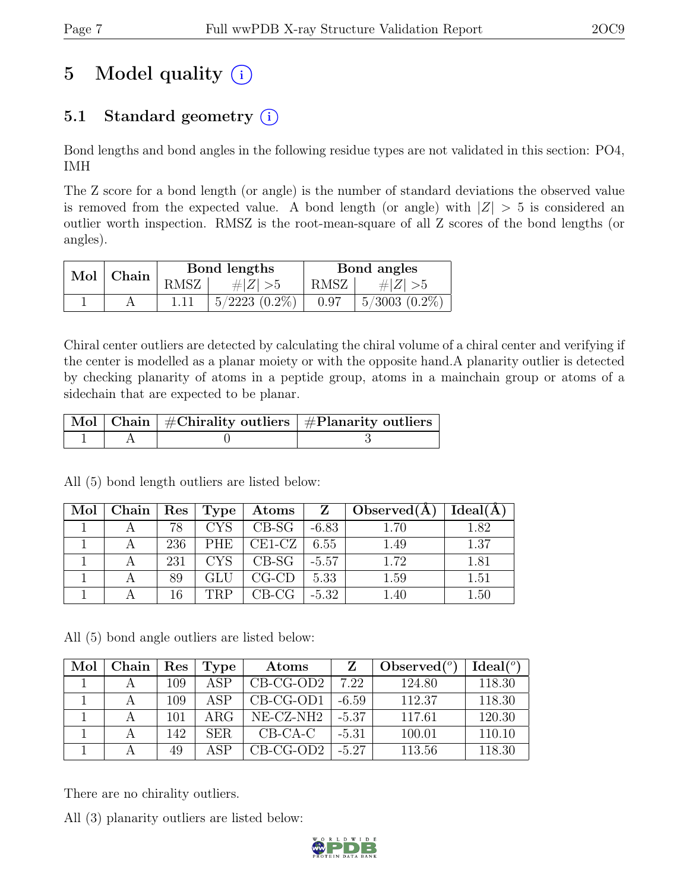# 5 Model quality ⓘ

## 5.1 Standard geometry ⓘ

Bond lengths and bond angles in the following residue types are not validated in this section: PO4, IMH

The Z score for a bond length (or angle) is the number of standard deviations the observed value is removed from the expected value. A bond length (or angle) with $|Z| > 5$ is considered an outlier worth inspection. RMSZ is the root-mean-square of all Z scores of the bond lengths (or angles).

| Mol | Chain | Bond lengths | | Bond angles | |
|---|---|---|---|---|---|
| | | RMSZ | #$\|Z\|$ >5 | RMSZ | #$\|Z\|$ >5 |
| 1 | A | 1.11 | 5/2223 (0.2%) | 0.97 | 5/3003 (0.2%) |

Chiral center outliers are detected by calculating the chiral volume of a chiral center and verifying if the center is modelled as a planar moiety or with the opposite hand.A planarity outlier is detected by checking planarity of atoms in a peptide group, atoms in a mainchain group or atoms of a sidechain that are expected to be planar.

| Mol | Chain | #Chirality outliers | #Planarity outliers |
|---|---|---|---|
| 1 | A | 0 | 3 |

All (5) bond length outliers are listed below:

| Mol | Chain | Res | Type | Atoms | Z | Observed(Å) | Ideal(Å) |
|---|---|---|---|---|---|---|---|
| 1 | A | 78 | CYS | CB-SG | -6.83 | 1.70 | 1.82 |
| 1 | A | 236 | PHE | CE1-CZ | 6.55 | 1.49 | 1.37 |
| 1 | A | 231 | CYS | CB-SG | -5.57 | 1.72 | 1.81 |
| 1 | A | 89 | GLU | CG-CD | 5.33 | 1.59 | 1.51 |
| 1 | A | 16 | TRP | CB-CG | -5.32 | 1.40 | 1.50 |

All (5) bond angle outliers are listed below:

| Mol | Chain | Res | Type | Atoms | Z | Observed(°) | Ideal(°) |
|---|---|---|---|---|---|---|---|
| 1 | A | 109 | ASP | CB-CG-OD2 | 7.22 | 124.80 | 118.30 |
| 1 | A | 109 | ASP | CB-CG-OD1 | -6.59 | 112.37 | 118.30 |
| 1 | A | 101 | ARG | NE-CZ-NH2 | -5.37 | 117.61 | 120.30 |
| 1 | A | 142 | SER | CB-CA-C | -5.31 | 100.01 | 110.10 |
| 1 | A | 49 | ASP | CB-CG-OD2 | -5.27 | 113.56 | 118.30 |

There are no chirality outliers.

All (3) planarity outliers are listed below: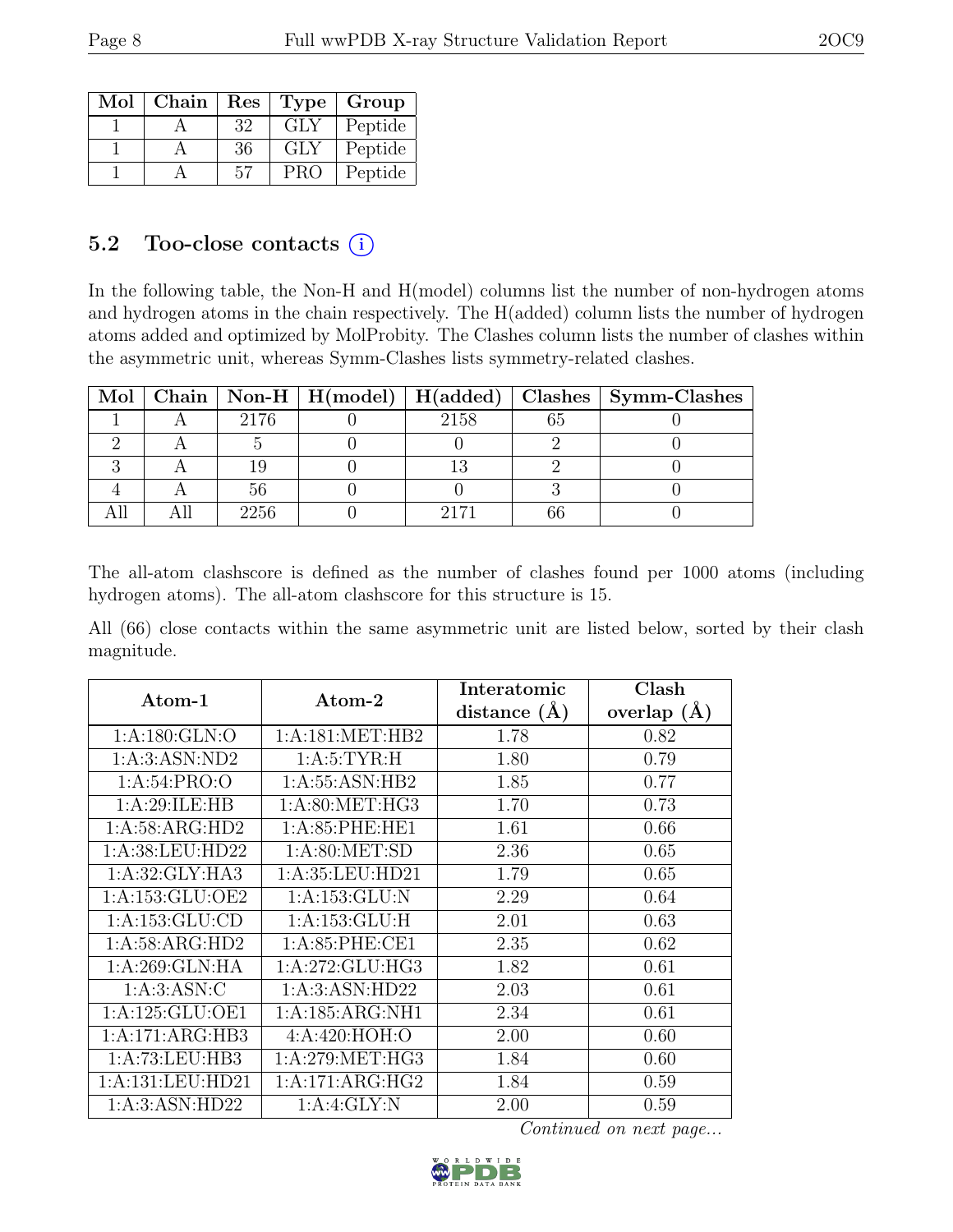| Mol | Chain | Res | Type | Group |
|---|---|---|---|---|
| 1 | A | 32 | GLY | Peptide |
| 1 | A | 36 | GLY | Peptide |
| 1 | A | 57 | PRO | Peptide |

## 5.2 Too-close contacts (i)

In the following table, the Non-H and H(model) columns list the number of non-hydrogen atoms and hydrogen atoms in the chain respectively. The H(added) column lists the number of hydrogen atoms added and optimized by MolProbity. The Clashes column lists the number of clashes within the asymmetric unit, whereas Symm-Clashes lists symmetry-related clashes.

| Mol | Chain | Non-H | H(model) | H(added) | Clashes | Symm-Clashes |
|---|---|---|---|---|---|---|
| 1 | A | 2176 | 0 | 2158 | 65 | 0 |
| 2 | A | 5 | 0 | 0 | 2 | 0 |
| 3 | A | 19 | 0 | 13 | 2 | 0 |
| 4 | A | 56 | 0 | 0 | 3 | 0 |
| All | All | 2256 | 0 | 2171 | 66 | 0 |

The all-atom clashscore is defined as the number of clashes found per 1000 atoms (including hydrogen atoms). The all-atom clashscore for this structure is 15.

All (66) close contacts within the same asymmetric unit are listed below, sorted by their clash magnitude.

| Atom-1 | Atom-2 | Interatomic distance (Å) | Clash overlap (Å) |
|---|---|---|---|
| 1:A:180:GLN:O | 1:A:181:MET:HB2 | 1.78 | 0.82 |
| 1:A:3:ASN:ND2 | 1:A:5:TYR:H | 1.80 | 0.79 |
| 1:A:54:PRO:O | 1:A:55:ASN:HB2 | 1.85 | 0.77 |
| 1:A:29:ILE:HB | 1:A:80:MET:HG3 | 1.70 | 0.73 |
| 1:A:58:ARG:HD2 | 1:A:85:PHE:HE1 | 1.61 | 0.66 |
| 1:A:38:LEU:HD22 | 1:A:80:MET:SD | 2.36 | 0.65 |
| 1:A:32:GLY:HA3 | 1:A:35:LEU:HD21 | 1.79 | 0.65 |
| 1:A:153:GLU:OE2 | 1:A:153:GLU:N | 2.29 | 0.64 |
| 1:A:153:GLU:CD | 1:A:153:GLU:H | 2.01 | 0.63 |
| 1:A:58:ARG:HD2 | 1:A:85:PHE:CE1 | 2.35 | 0.62 |
| 1:A:269:GLN:HA | 1:A:272:GLU:HG3 | 1.82 | 0.61 |
| 1:A:3:ASN:C | 1:A:3:ASN:HD22 | 2.03 | 0.61 |
| 1:A:125:GLU:OE1 | 1:A:185:ARG:NH1 | 2.34 | 0.61 |
| 1:A:171:ARG:HB3 | 4:A:420:HOH:O | 2.00 | 0.60 |
| 1:A:73:LEU:HB3 | 1:A:279:MET:HG3 | 1.84 | 0.60 |
| 1:A:131:LEU:HD21 | 1:A:171:ARG:HG2 | 1.84 | 0.59 |
| 1:A:3:ASN:HD22 | 1:A:4:GLY:N | 2.00 | 0.59 |

*Continued on next page...*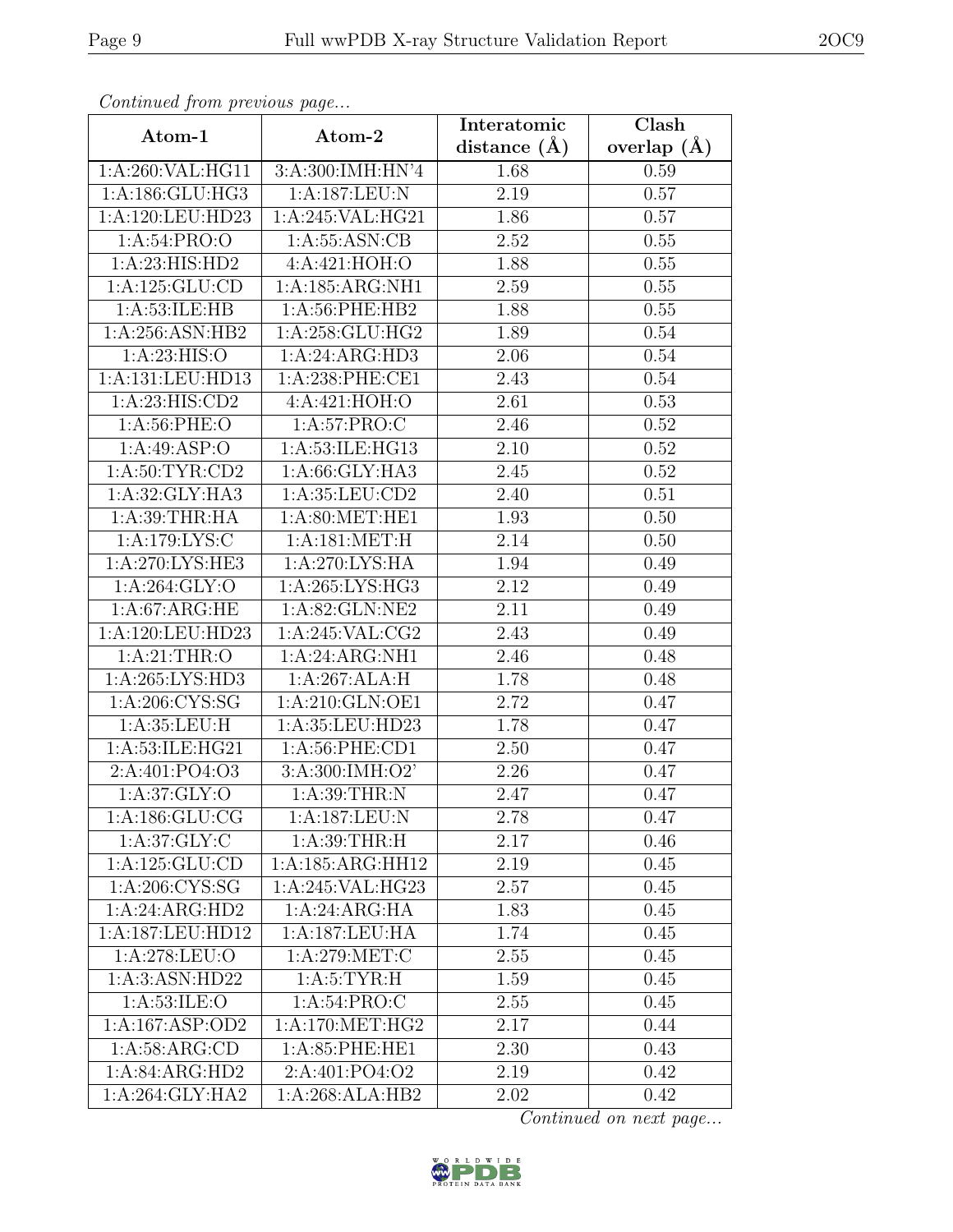*Continued from previous page...*

| Atom-1 | Atom-2 | Interatomic distance (Å) | Clash overlap (Å) |
|---|---|---|---|
| 1:A:260:VAL:HG11 | 3:A:300:IMH:HN'4 | 1.68 | 0.59 |
| 1:A:186:GLU:HG3 | 1:A:187:LEU:N | 2.19 | 0.57 |
| 1:A:120:LEU:HD23 | 1:A:245:VAL:HG21 | 1.86 | 0.57 |
| 1:A:54:PRO:O | 1:A:55:ASN:CB | 2.52 | 0.55 |
| 1:A:23:HIS:HD2 | 4:A:421:HOH:O | 1.88 | 0.55 |
| 1:A:125:GLU:CD | 1:A:185:ARG:NH1 | 2.59 | 0.55 |
| 1:A:53:ILE:HB | 1:A:56:PHE:HB2 | 1.88 | 0.55 |
| 1:A:256:ASN:HB2 | 1:A:258:GLU:HG2 | 1.89 | 0.54 |
| 1:A:23:HIS:O | 1:A:24:ARG:HD3 | 2.06 | 0.54 |
| 1:A:131:LEU:HD13 | 1:A:238:PHE:CE1 | 2.43 | 0.54 |
| 1:A:23:HIS:CD2 | 4:A:421:HOH:O | 2.61 | 0.53 |
| 1:A:56:PHE:O | 1:A:57:PRO:C | 2.46 | 0.52 |
| 1:A:49:ASP:O | 1:A:53:ILE:HG13 | 2.10 | 0.52 |
| 1:A:50:TYR:CD2 | 1:A:66:GLY:HA3 | 2.45 | 0.52 |
| 1:A:32:GLY:HA3 | 1:A:35:LEU:CD2 | 2.40 | 0.51 |
| 1:A:39:THR:HA | 1:A:80:MET:HE1 | 1.93 | 0.50 |
| 1:A:179:LYS:C | 1:A:181:MET:H | 2.14 | 0.50 |
| 1:A:270:LYS:HE3 | 1:A:270:LYS:HA | 1.94 | 0.49 |
| 1:A:264:GLY:O | 1:A:265:LYS:HG3 | 2.12 | 0.49 |
| 1:A:67:ARG:HE | 1:A:82:GLN:NE2 | 2.11 | 0.49 |
| 1:A:120:LEU:HD23 | 1:A:245:VAL:CG2 | 2.43 | 0.49 |
| 1:A:21:THR:O | 1:A:24:ARG:NH1 | 2.46 | 0.48 |
| 1:A:265:LYS:HD3 | 1:A:267:ALA:H | 1.78 | 0.48 |
| 1:A:206:CYS:SG | 1:A:210:GLN:OE1 | 2.72 | 0.47 |
| 1:A:35:LEU:H | 1:A:35:LEU:HD23 | 1.78 | 0.47 |
| 1:A:53:ILE:HG21 | 1:A:56:PHE:CD1 | 2.50 | 0.47 |
| 2:A:401:PO4:O3 | 3:A:300:IMH:O2' | 2.26 | 0.47 |
| 1:A:37:GLY:O | 1:A:39:THR:N | 2.47 | 0.47 |
| 1:A:186:GLU:CG | 1:A:187:LEU:N | 2.78 | 0.47 |
| 1:A:37:GLY:C | 1:A:39:THR:H | 2.17 | 0.46 |
| 1:A:125:GLU:CD | 1:A:185:ARG:HH12 | 2.19 | 0.45 |
| 1:A:206:CYS:SG | 1:A:245:VAL:HG23 | 2.57 | 0.45 |
| 1:A:24:ARG:HD2 | 1:A:24:ARG:HA | 1.83 | 0.45 |
| 1:A:187:LEU:HD12 | 1:A:187:LEU:HA | 1.74 | 0.45 |
| 1:A:278:LEU:O | 1:A:279:MET:C | 2.55 | 0.45 |
| 1:A:3:ASN:HD22 | 1:A:5:TYR:H | 1.59 | 0.45 |
| 1:A:53:ILE:O | 1:A:54:PRO:C | 2.55 | 0.45 |
| 1:A:167:ASP:OD2 | 1:A:170:MET:HG2 | 2.17 | 0.44 |
| 1:A:58:ARG:CD | 1:A:85:PHE:HE1 | 2.30 | 0.43 |
| 1:A:84:ARG:HD2 | 2:A:401:PO4:O2 | 2.19 | 0.42 |
| 1:A:264:GLY:HA2 | 1:A:268:ALA:HB2 | 2.02 | 0.42 |

*Continued on next page...*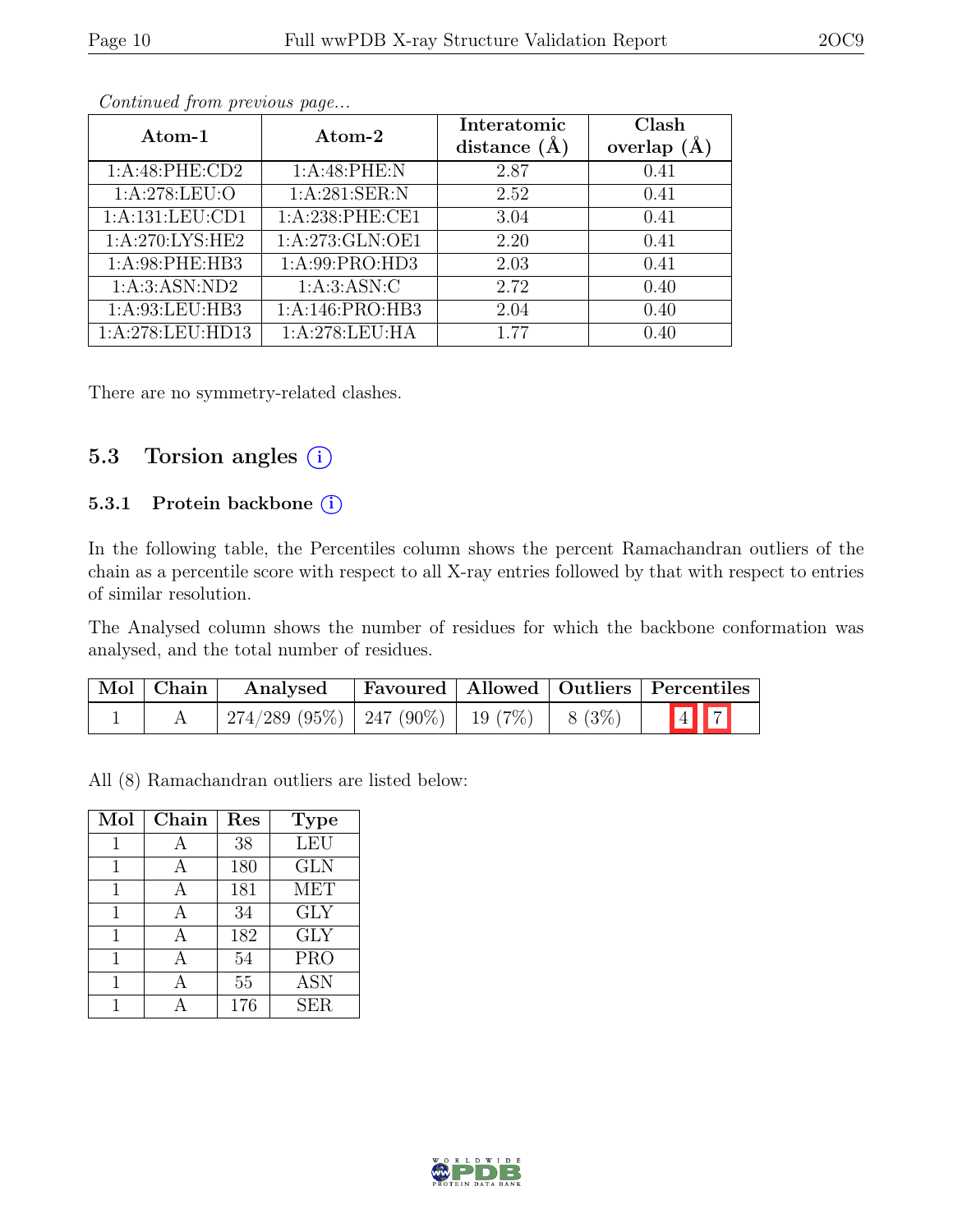*Continued from previous page...*

| Atom-1 | Atom-2 | Interatomic distance (Å) | Clash overlap (Å) |
|---|---|---|---|
| 1:A:48:PHE:CD2 | 1:A:48:PHE:N | 2.87 | 0.41 |
| 1:A:278:LEU:O | 1:A:281:SER:N | 2.52 | 0.41 |
| 1:A:131:LEU:CD1 | 1:A:238:PHE:CE1 | 3.04 | 0.41 |
| 1:A:270:LYS:HE2 | 1:A:273:GLN:OE1 | 2.20 | 0.41 |
| 1:A:98:PHE:HB3 | 1:A:99:PRO:HD3 | 2.03 | 0.41 |
| 1:A:3:ASN:ND2 | 1:A:3:ASN:C | 2.72 | 0.40 |
| 1:A:93:LEU:HB3 | 1:A:146:PRO:HB3 | 2.04 | 0.40 |
| 1:A:278:LEU:HD13 | 1:A:278:LEU:HA | 1.77 | 0.40 |

There are no symmetry-related clashes.

## 5.3 Torsion angles

### 5.3.1 Protein backbone

In the following table, the Percentiles column shows the percent Ramachandran outliers of the chain as a percentile score with respect to all X-ray entries followed by that with respect to entries of similar resolution.

The Analysed column shows the number of residues for which the backbone conformation was analysed, and the total number of residues.

| Mol | Chain | Analysed | Favoured | Allowed | Outliers | Percentiles |
|---|---|---|---|---|---|---|
| 1 | A | 274/289 (95%) | 247 (90%) | 19 (7%) | 8 (3%) | 4 7 |

All (8) Ramachandran outliers are listed below:

| Mol | Chain | Res | Type |
|---|---|---|---|
| 1 | A | 38 | LEU |
| 1 | A | 180 | GLN |
| 1 | A | 181 | MET |
| 1 | A | 34 | GLY |
| 1 | A | 182 | GLY |
| 1 | A | 54 | PRO |
| 1 | A | 55 | ASN |
| 1 | A | 176 | SER |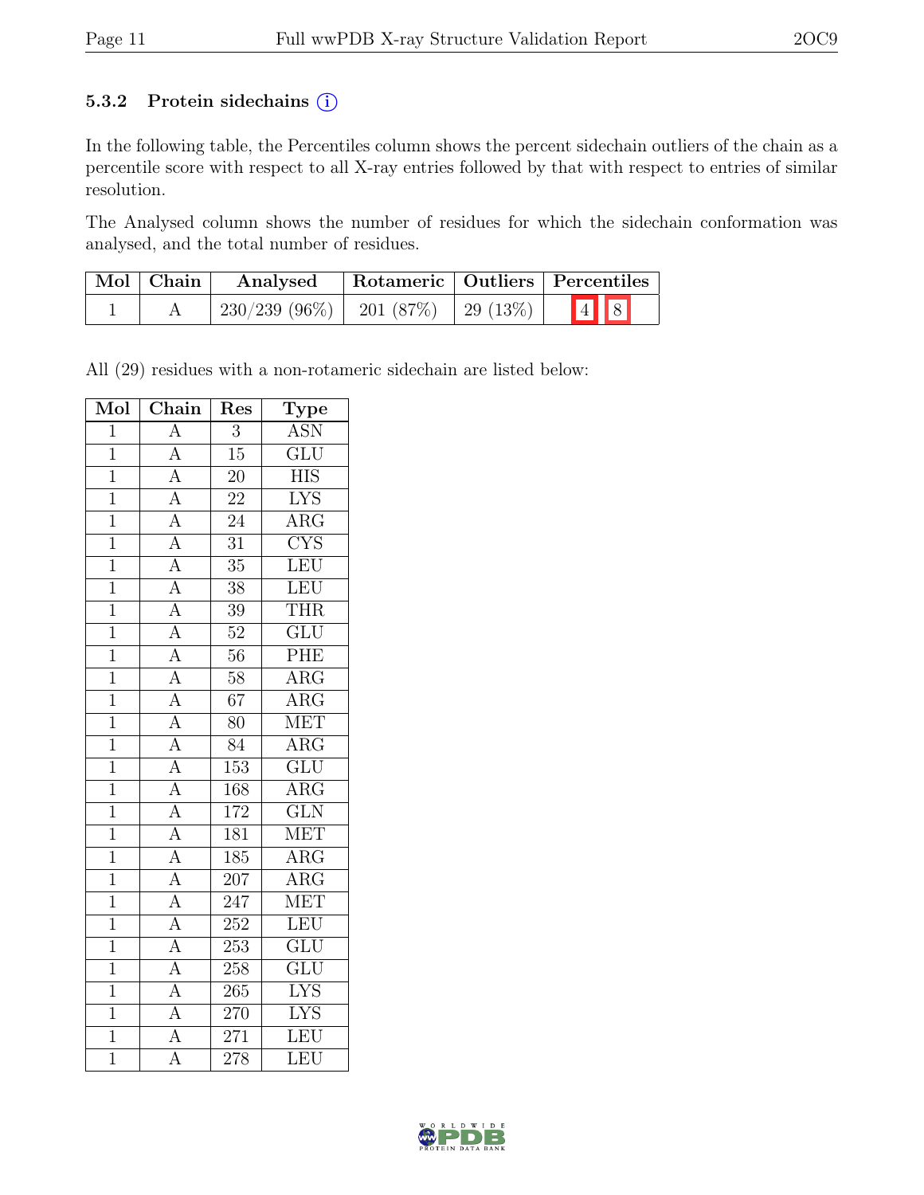### 5.3.2 Protein sidechains (i)

In the following table, the Percentiles column shows the percent sidechain outliers of the chain as a percentile score with respect to all X-ray entries followed by that with respect to entries of similar resolution.

The Analysed column shows the number of residues for which the sidechain conformation was analysed, and the total number of residues.

| Mol | Chain | Analysed | Rotameric | Outliers | Percentiles |
|---|---|---|---|---|---|
| 1 | A | 230/239 (96%) | 201 (87%) | 29 (13%) | 4 8 |

All (29) residues with a non-rotameric sidechain are listed below:

| Mol | Chain | Res | Type |
|---|---|---|---|
| 1 | A | 3 | ASN |
| 1 | A | 15 | GLU |
| 1 | A | 20 | HIS |
| 1 | A | 22 | LYS |
| 1 | A | 24 | ARG |
| 1 | A | 31 | CYS |
| 1 | A | 35 | LEU |
| 1 | A | 38 | LEU |
| 1 | A | 39 | THR |
| 1 | A | 52 | GLU |
| 1 | A | 56 | PHE |
| 1 | A | 58 | ARG |
| 1 | A | 67 | ARG |
| 1 | A | 80 | MET |
| 1 | A | 84 | ARG |
| 1 | A | 153 | GLU |
| 1 | A | 168 | ARG |
| 1 | A | 172 | GLN |
| 1 | A | 181 | MET |
| 1 | A | 185 | ARG |
| 1 | A | 207 | ARG |
| 1 | A | 247 | MET |
| 1 | A | 252 | LEU |
| 1 | A | 253 | GLU |
| 1 | A | 258 | GLU |
| 1 | A | 265 | LYS |
| 1 | A | 270 | LYS |
| 1 | A | 271 | LEU |
| 1 | A | 278 | LEU |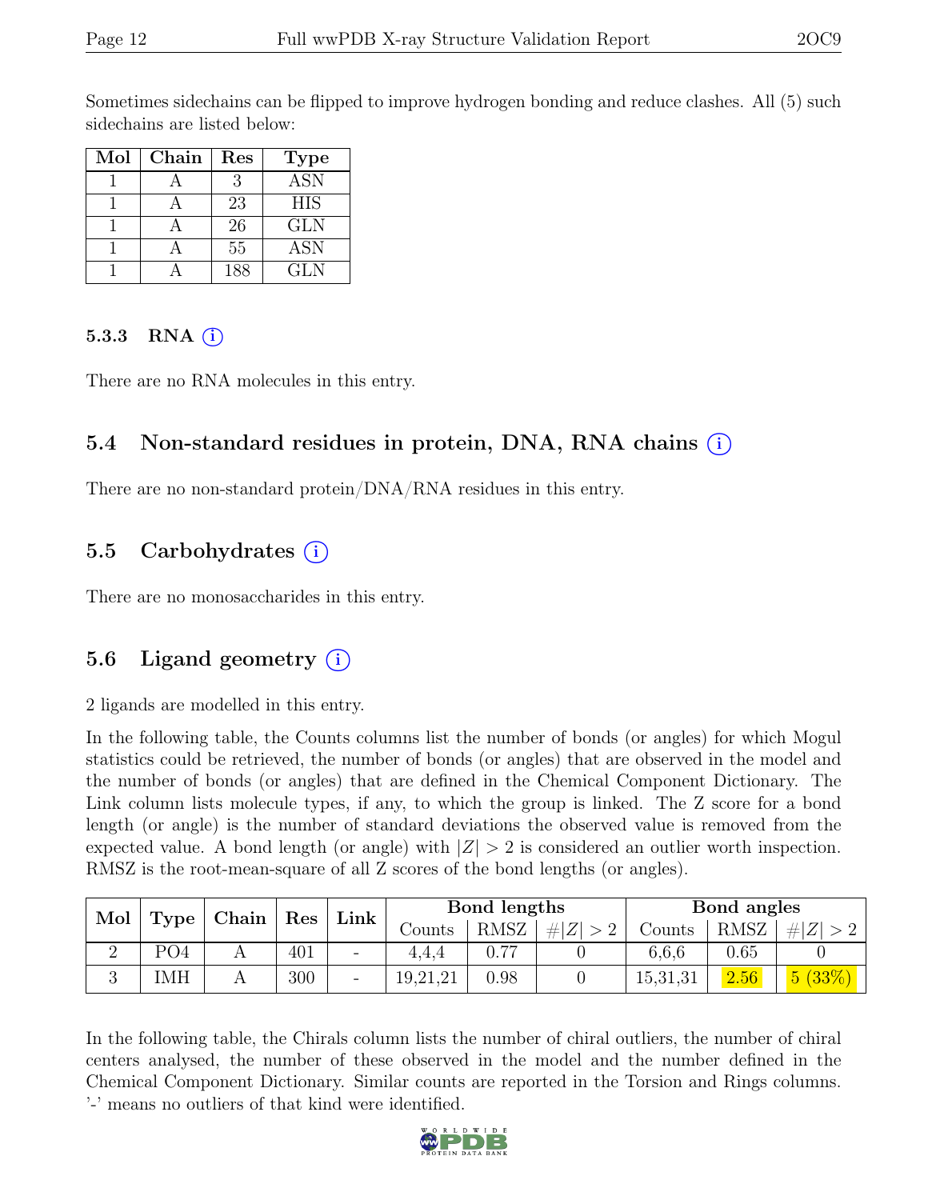Sometimes sidechains can be flipped to improve hydrogen bonding and reduce clashes. All (5) such sidechains are listed below:

| Mol | Chain | Res | Type |
|---|---|---|---|
| 1 | A | 3 | ASN |
| 1 | A | 23 | HIS |
| 1 | A | 26 | GLN |
| 1 | A | 55 | ASN |
| 1 | A | 188 | GLN |

#### 5.3.3 RNA (i)

There are no RNA molecules in this entry.

### 5.4 Non-standard residues in protein, DNA, RNA chains (i)

There are no non-standard protein/DNA/RNA residues in this entry.

### 5.5 Carbohydrates (i)

There are no monosaccharides in this entry.

### 5.6 Ligand geometry (i)

2 ligands are modelled in this entry.

In the following table, the Counts columns list the number of bonds (or angles) for which Mogul statistics could be retrieved, the number of bonds (or angles) that are observed in the model and the number of bonds (or angles) that are defined in the Chemical Component Dictionary. The Link column lists molecule types, if any, to which the group is linked. The Z score for a bond length (or angle) is the number of standard deviations the observed value is removed from the expected value. A bond length (or angle) with $|Z| > 2$ is considered an outlier worth inspection. RMSZ is the root-mean-square of all Z scores of the bond lengths (or angles).

| Mol | Type | Chain | Res | Link | Bond lengths | | | Bond angles | | |
|---|---|---|---|---|---|---|---|---|---|---|
| | | | | | Counts | RMSZ | $\#\|Z\| > 2$ | Counts | RMSZ | $\#\|Z\| > 2$ |
| 2 | PO4 | A | 401 | - | 4,4,4 | 0.77 | 0 | 6,6,6 | 0.65 | 0 |
| 3 | IMH | A | 300 | - | 19,21,21 | 0.98 | 0 | 15,31,31 | 2.56 | 5 (33%) |

In the following table, the Chirals column lists the number of chiral outliers, the number of chiral centers analysed, the number of these observed in the model and the number defined in the Chemical Component Dictionary. Similar counts are reported in the Torsion and Rings columns. '-' means no outliers of that kind were identified.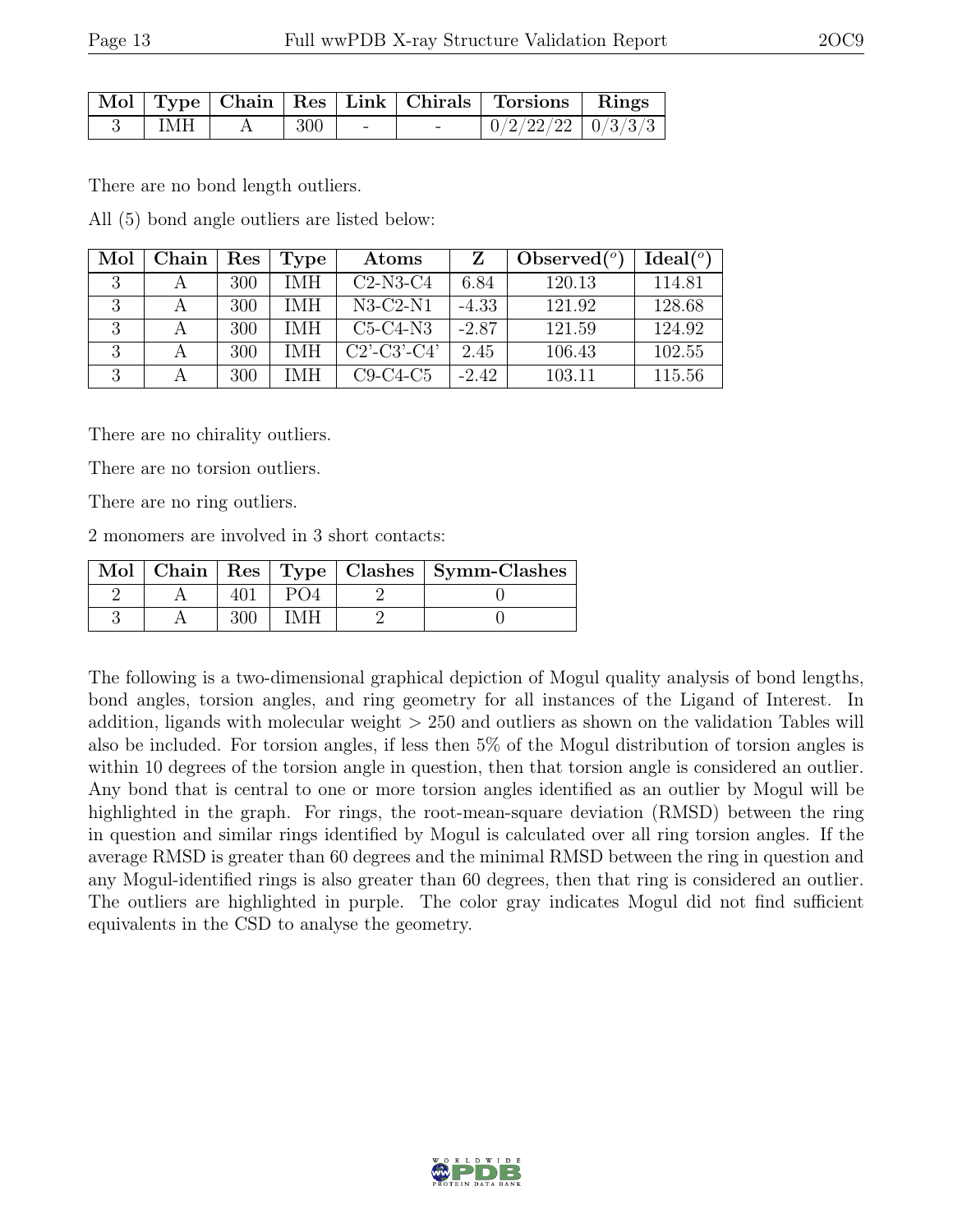| Mol | Type | Chain | Res | Link | Chirals | Torsions | Rings |
|---|---|---|---|---|---|---|---|
| 3 | IMH | A | 300 | - | - | 0/2/22/22 | 0/3/3/3 |

There are no bond length outliers.

All (5) bond angle outliers are listed below:

| Mol | Chain | Res | Type | Atoms | Z | Observed(°) | Ideal(°) |
|---|---|---|---|---|---|---|---|
| 3 | A | 300 | IMH | C2-N3-C4 | 6.84 | 120.13 | 114.81 |
| 3 | A | 300 | IMH | N3-C2-N1 | -4.33 | 121.92 | 128.68 |
| 3 | A | 300 | IMH | C5-C4-N3 | -2.87 | 121.59 | 124.92 |
| 3 | A | 300 | IMH | C2'-C3'-C4' | 2.45 | 106.43 | 102.55 |
| 3 | A | 300 | IMH | C9-C4-C5 | -2.42 | 103.11 | 115.56 |

There are no chirality outliers.

There are no torsion outliers.

There are no ring outliers.

2 monomers are involved in 3 short contacts:

| Mol | Chain | Res | Type | Clashes | Symm-Clashes |
|---|---|---|---|---|---|
| 2 | A | 401 | PO4 | 2 | 0 |
| 3 | A | 300 | IMH | 2 | 0 |

The following is a two-dimensional graphical depiction of Mogul quality analysis of bond lengths, bond angles, torsion angles, and ring geometry for all instances of the Ligand of Interest. In addition, ligands with molecular weight > 250 and outliers as shown on the validation Tables will also be included. For torsion angles, if less then 5% of the Mogul distribution of torsion angles is within 10 degrees of the torsion angle in question, then that torsion angle is considered an outlier. Any bond that is central to one or more torsion angles identified as an outlier by Mogul will be highlighted in the graph. For rings, the root-mean-square deviation (RMSD) between the ring in question and similar rings identified by Mogul is calculated over all ring torsion angles. If the average RMSD is greater than 60 degrees and the minimal RMSD between the ring in question and any Mogul-identified rings is also greater than 60 degrees, then that ring is considered an outlier. The outliers are highlighted in purple. The color gray indicates Mogul did not find sufficient equivalents in the CSD to analyse the geometry.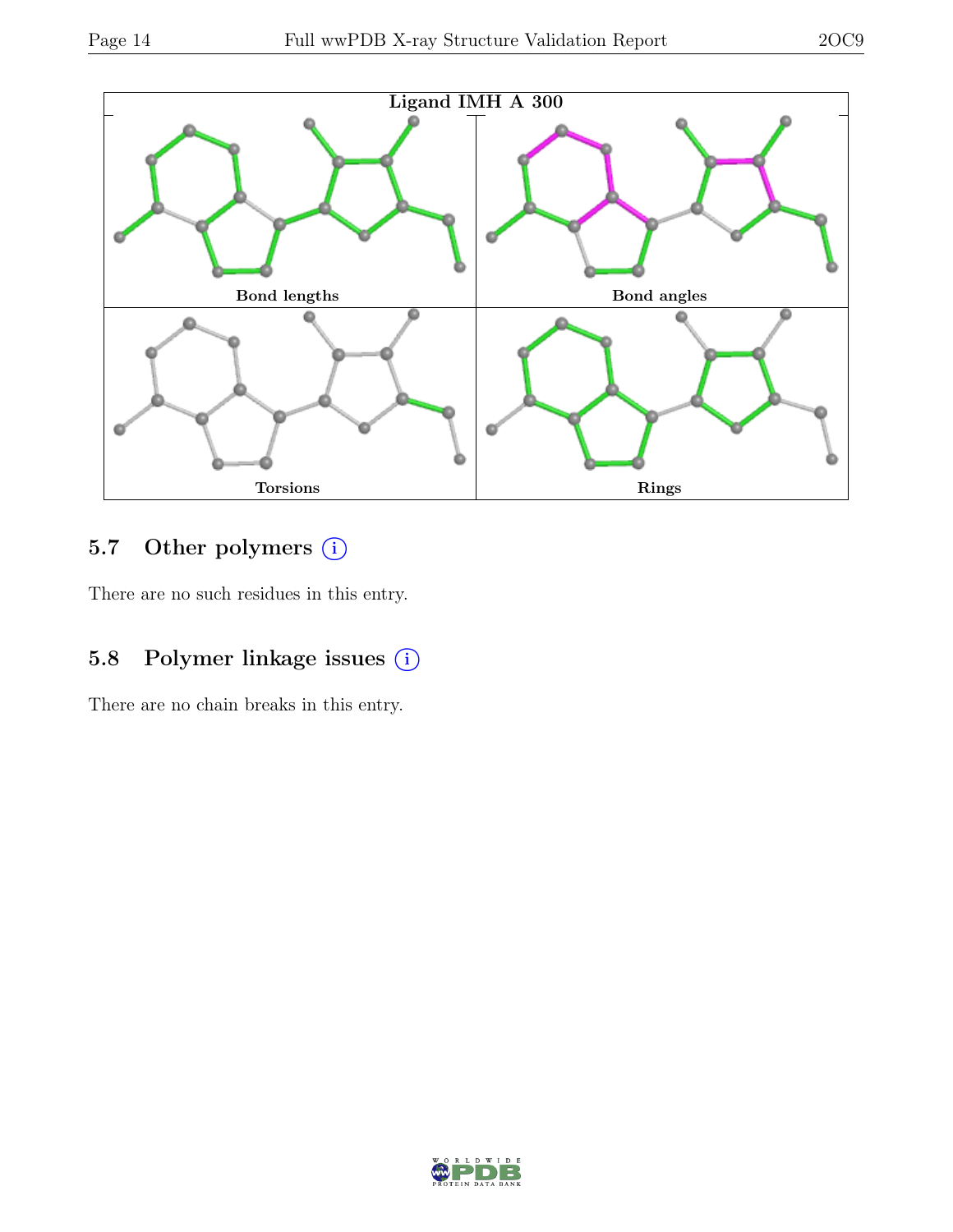Ligand IMH A 300

Bond lengths

Bond angles

Torsions

Rings

### 5.7 Other polymers (i)

There are no such residues in this entry.

### 5.8 Polymer linkage issues (i)

There are no chain breaks in this entry.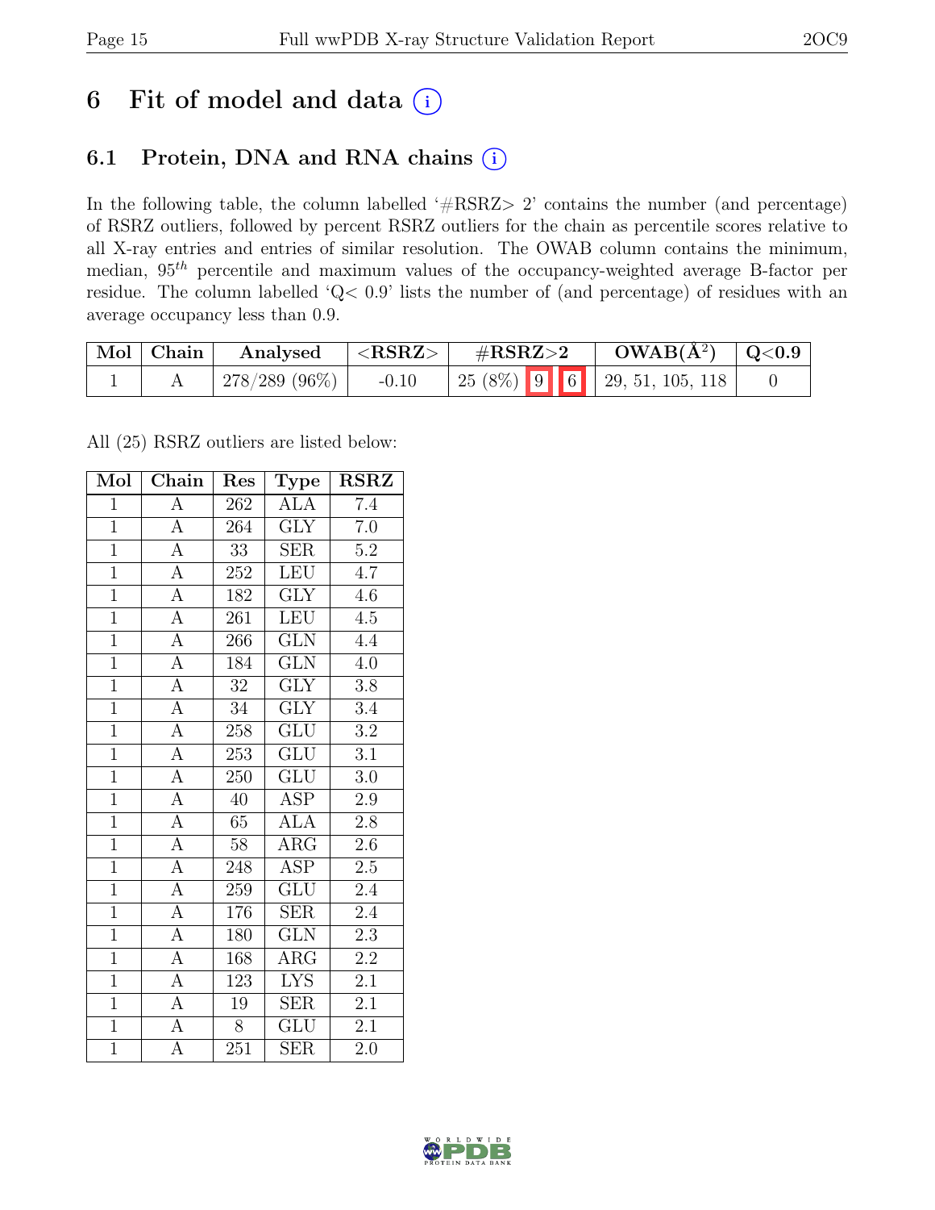# 6 Fit of model and data (i)

## 6.1 Protein, DNA and RNA chains (i)

In the following table, the column labelled '#RSRZ> 2' contains the number (and percentage) of RSRZ outliers, followed by percent RSRZ outliers for the chain as percentile scores relative to all X-ray entries and entries of similar resolution. The OWAB column contains the minimum, median, $95^{th}$ percentile and maximum values of the occupancy-weighted average B-factor per residue. The column labelled 'Q< 0.9' lists the number of (and percentage) of residues with an average occupancy less than 0.9.

| Mol | Chain | Analysed | <RSRZ> | #RSRZ>2 | | | OWAB($Å^2$) | Q<0.9 |
|---|---|---|---|---|---|---|---|---|
| 1 | A | 278/289 (96%) | -0.10 | 25 (8%) | 9 | 6 | 29, 51, 105, 118 | 0 |

All (25) RSRZ outliers are listed below:

| Mol | Chain | Res | Type | RSRZ |
|---|---|---|---|---|
| 1 | A | 262 | ALA | 7.4 |
| 1 | A | 264 | GLY | 7.0 |
| 1 | A | 33 | SER | 5.2 |
| 1 | A | 252 | LEU | 4.7 |
| 1 | A | 182 | GLY | 4.6 |
| 1 | A | 261 | LEU | 4.5 |
| 1 | A | 266 | GLN | 4.4 |
| 1 | A | 184 | GLN | 4.0 |
| 1 | A | 32 | GLY | 3.8 |
| 1 | A | 34 | GLY | 3.4 |
| 1 | A | 258 | GLU | 3.2 |
| 1 | A | 253 | GLU | 3.1 |
| 1 | A | 250 | GLU | 3.0 |
| 1 | A | 40 | ASP | 2.9 |
| 1 | A | 65 | ALA | 2.8 |
| 1 | A | 58 | ARG | 2.6 |
| 1 | A | 248 | ASP | 2.5 |
| 1 | A | 259 | GLU | 2.4 |
| 1 | A | 176 | SER | 2.4 |
| 1 | A | 180 | GLN | 2.3 |
| 1 | A | 168 | ARG | 2.2 |
| 1 | A | 123 | LYS | 2.1 |
| 1 | A | 19 | SER | 2.1 |
| 1 | A | 8 | GLU | 2.1 |
| 1 | A | 251 | SER | 2.0 |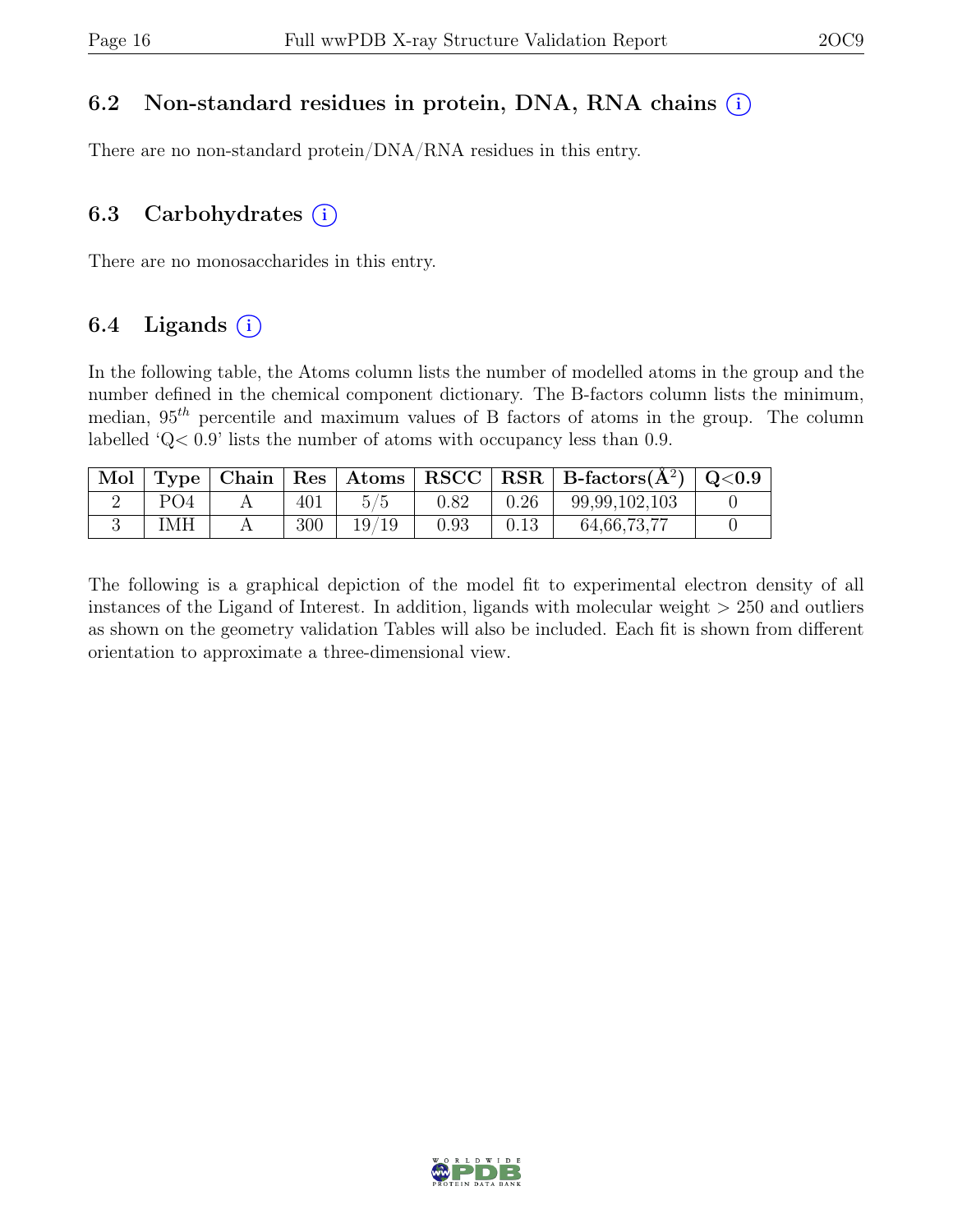### 6.2 Non-standard residues in protein, DNA, RNA chains (i)

There are no non-standard protein/DNA/RNA residues in this entry.

### 6.3 Carbohydrates (i)

There are no monosaccharides in this entry.

### 6.4 Ligands (i)

In the following table, the Atoms column lists the number of modelled atoms in the group and the number defined in the chemical component dictionary. The B-factors column lists the minimum, median, $95^{th}$ percentile and maximum values of B factors of atoms in the group. The column labelled 'Q< 0.9' lists the number of atoms with occupancy less than 0.9.

| Mol | Type | Chain | Res | Atoms | RSCC | RSR | B-factors($Å^2$) | Q<0.9 |
|---|---|---|---|---|---|---|---|---|
| 2 | PO4 | A | 401 | 5/5 | 0.82 | 0.26 | 99,99,102,103 | 0 |
| 3 | IMH | A | 300 | 19/19 | 0.93 | 0.13 | 64,66,73,77 | 0 |

The following is a graphical depiction of the model fit to experimental electron density of all instances of the Ligand of Interest. In addition, ligands with molecular weight > 250 and outliers as shown on the geometry validation Tables will also be included. Each fit is shown from different orientation to approximate a three-dimensional view.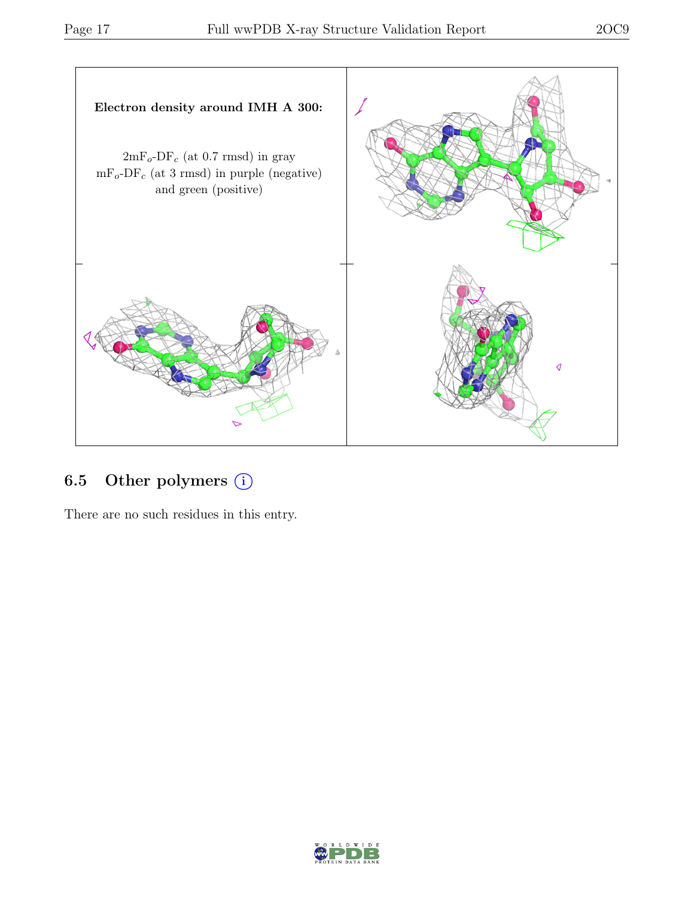**Electron density around IMH A 300:**

$2mF_o$-$DF_c$ (at 0.7 rmsd) in gray
$mF_o$-$DF_c$ (at 3 rmsd) in purple (negative)
and green (positive)

## 6.5 Other polymers

There are no such residues in this entry.